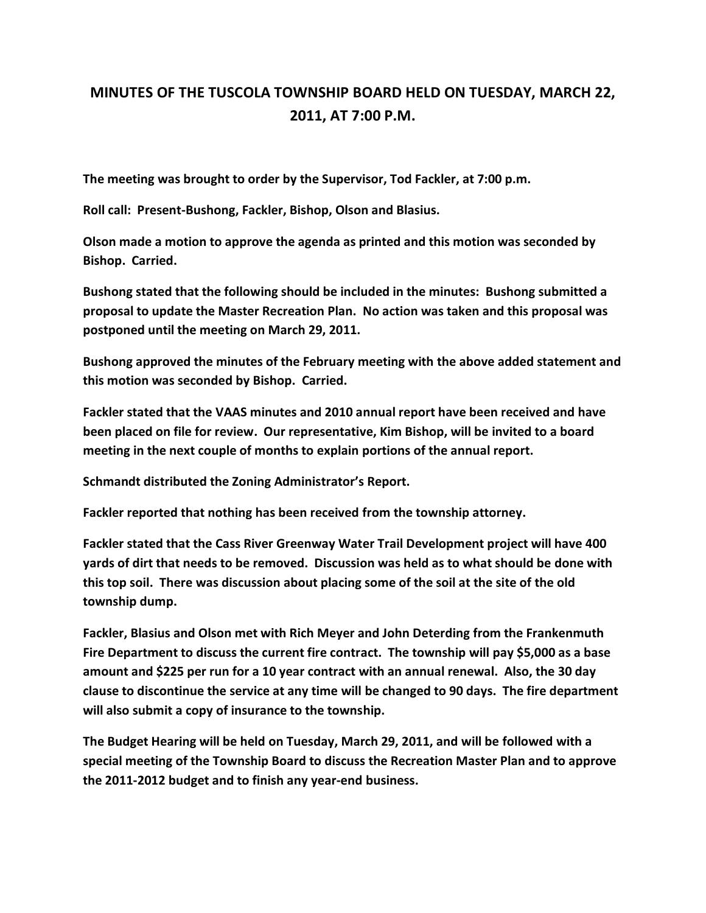# MINUTES OF THE TUSCOLA TOWNSHIP BOARD HELD ON TUESDAY, MARCH 22, 2011, AT 7:00 P.M.

**The meeting was brought to order by the Supervisor, Tod Fackler, at 7:00 p.m.**

**Roll call: Present-Bushong, Fackler, Bishop, Olson and Blasius.**

**Olson made a motion to approve the agenda as printed and this motion was seconded by Bishop. Carried.**

**Bushong stated that the following should be included in the minutes: Bushong submitted a proposal to update the Master Recreation Plan. No action was taken and this proposal was postponed until the meeting on March 29, 2011.**

**Bushong approved the minutes of the February meeting with the above added statement and this motion was seconded by Bishop. Carried.**

**Fackler stated that the VAAS minutes and 2010 annual report have been received and have been placed on file for review. Our representative, Kim Bishop, will be invited to a board meeting in the next couple of months to explain portions of the annual report.**

**Schmandt distributed the Zoning Administrator's Report.**

**Fackler reported that nothing has been received from the township attorney.**

**Fackler stated that the Cass River Greenway Water Trail Development project will have 400 yards of dirt that needs to be removed. Discussion was held as to what should be done with this top soil. There was discussion about placing some of the soil at the site of the old township dump.**

**Fackler, Blasius and Olson met with Rich Meyer and John Deterding from the Frankenmuth Fire Department to discuss the current fire contract. The township will pay $5,000 as a base amount and $225 per run for a 10 year contract with an annual renewal. Also, the 30 day clause to discontinue the service at any time will be changed to 90 days. The fire department will also submit a copy of insurance to the township.**

**The Budget Hearing will be held on Tuesday, March 29, 2011, and will be followed with a special meeting of the Township Board to discuss the Recreation Master Plan and to approve the 2011-2012 budget and to finish any year-end business.**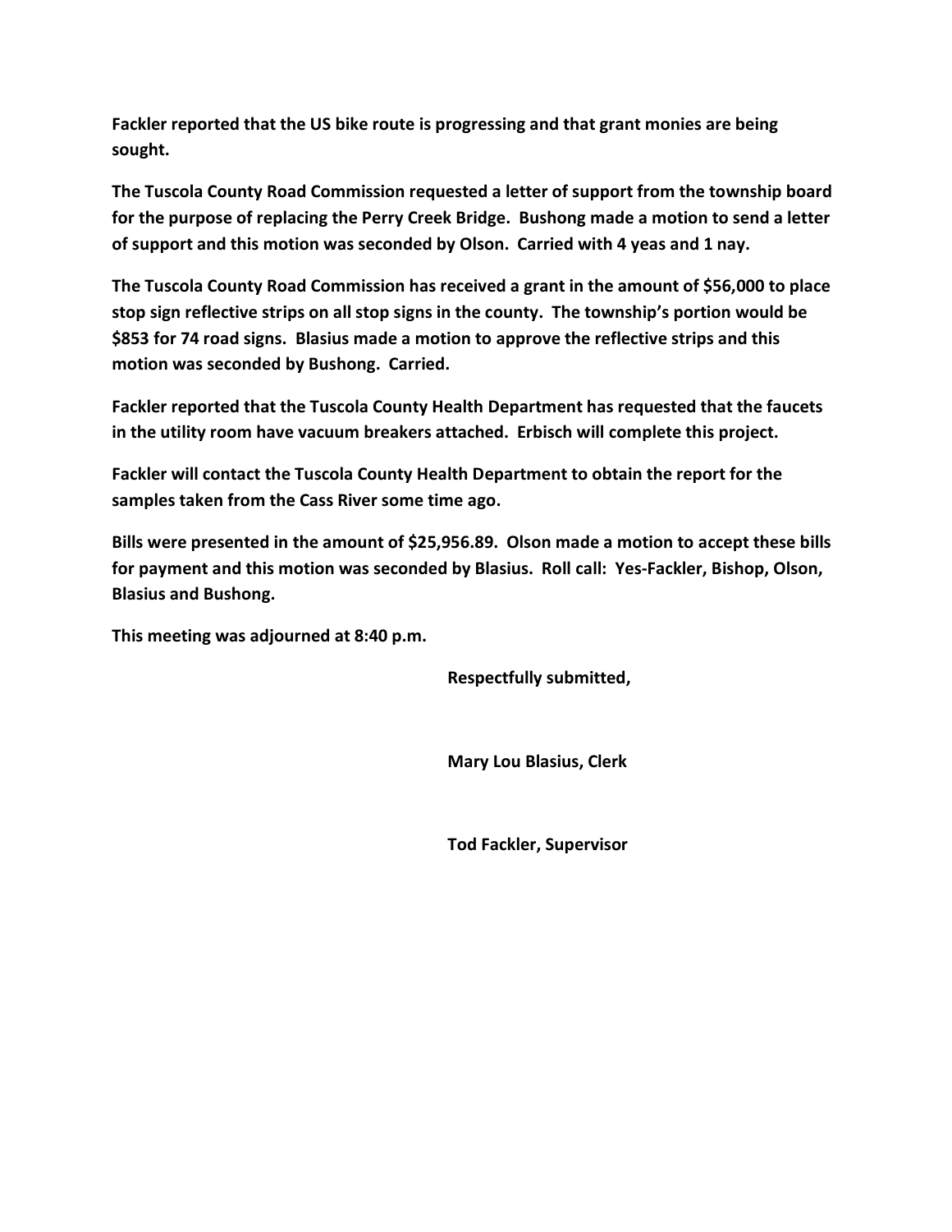**Fackler reported that the US bike route is progressing and that grant monies are being sought.**

**The Tuscola County Road Commission requested a letter of support from the township board for the purpose of replacing the Perry Creek Bridge. Bushong made a motion to send a letter of support and this motion was seconded by Olson. Carried with 4 yeas and 1 nay.**

**The Tuscola County Road Commission has received a grant in the amount of $56,000 to place stop sign reflective strips on all stop signs in the county. The township's portion would be $853 for 74 road signs. Blasius made a motion to approve the reflective strips and this motion was seconded by Bushong. Carried.**

**Fackler reported that the Tuscola County Health Department has requested that the faucets in the utility room have vacuum breakers attached. Erbisch will complete this project.**

**Fackler will contact the Tuscola County Health Department to obtain the report for the samples taken from the Cass River some time ago.**

**Bills were presented in the amount of $25,956.89. Olson made a motion to accept these bills for payment and this motion was seconded by Blasius. Roll call: Yes-Fackler, Bishop, Olson, Blasius and Bushong.**

**This meeting was adjourned at 8:40 p.m.**

**Respectfully submitted,**

**Mary Lou Blasius, Clerk**

**Tod Fackler, Supervisor**